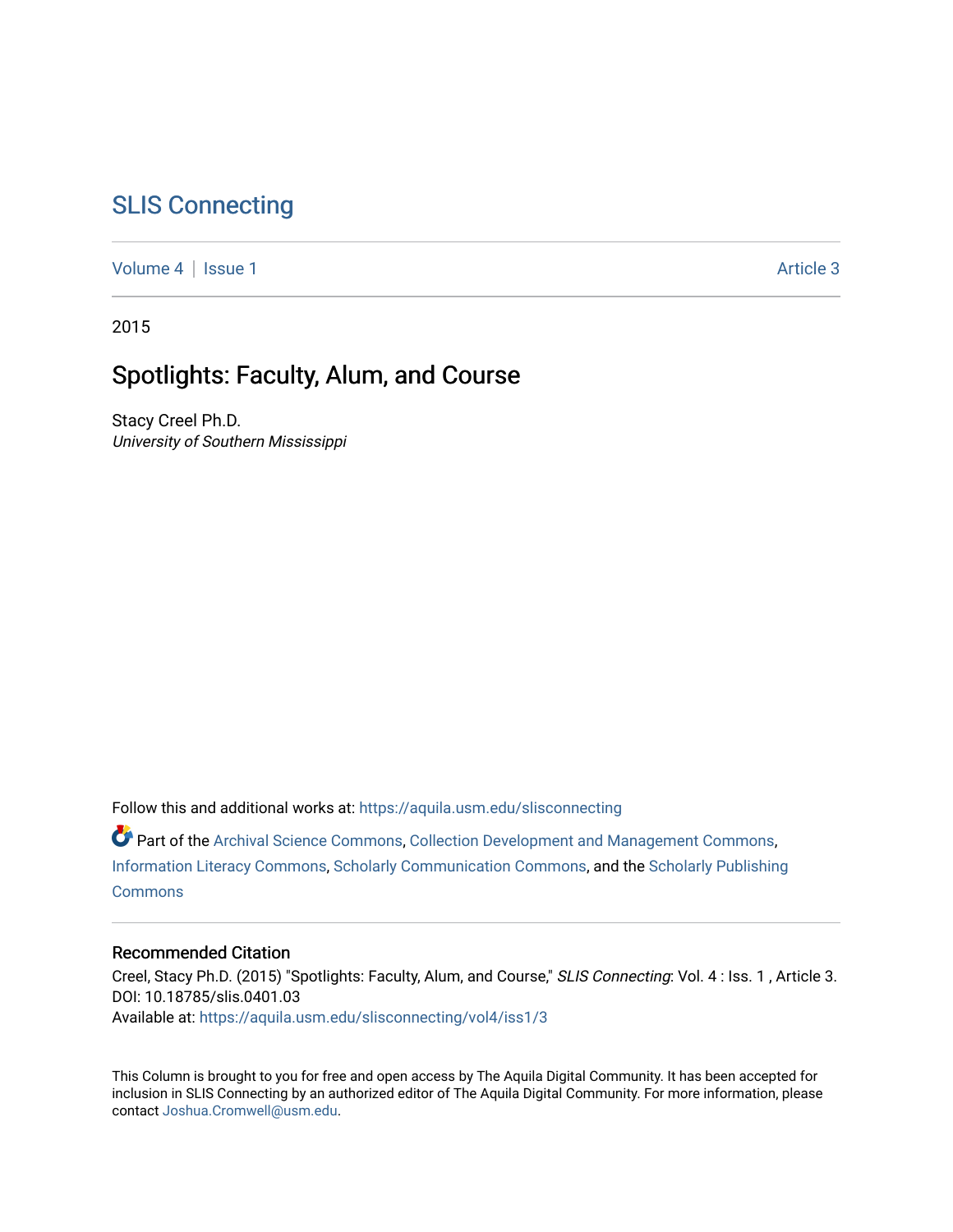# SLIS Connecting

Volume 4 | Issue 1 Article 3

2015

## Spotlights: Faculty, Alum, and Course

Stacy Creel Ph.D.
*University of Southern Mississippi*

Follow this and additional works at: https://aquila.usm.edu/slisconnecting

Part of the Archival Science Commons, Collection Development and Management Commons, Information Literacy Commons, Scholarly Communication Commons, and the Scholarly Publishing Commons

### Recommended Citation

Creel, Stacy Ph.D. (2015) "Spotlights: Faculty, Alum, and Course," *SLIS Connecting*: Vol. 4 : Iss. 1 , Article 3.
DOI: 10.18785/slis.0401.03
Available at: https://aquila.usm.edu/slisconnecting/vol4/iss1/3

This Column is brought to you for free and open access by The Aquila Digital Community. It has been accepted for inclusion in SLIS Connecting by an authorized editor of The Aquila Digital Community. For more information, please contact Joshua.Cromwell@usm.edu.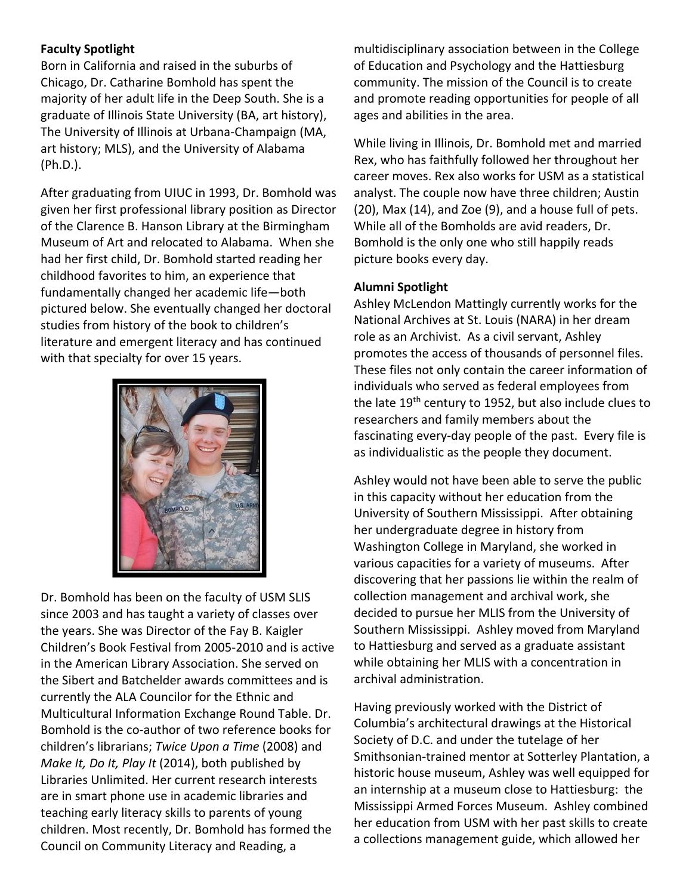**Faculty Spotlight**

Born in California and raised in the suburbs of Chicago, Dr. Catharine Bomhold has spent the majority of her adult life in the Deep South. She is a graduate of Illinois State University (BA, art history), The University of Illinois at Urbana-Champaign (MA, art history; MLS), and the University of Alabama (Ph.D.).

After graduating from UIUC in 1993, Dr. Bomhold was given her first professional library position as Director of the Clarence B. Hanson Library at the Birmingham Museum of Art and relocated to Alabama. When she had her first child, Dr. Bomhold started reading her childhood favorites to him, an experience that fundamentally changed her academic life—both pictured below. She eventually changed her doctoral studies from history of the book to children's literature and emergent literacy and has continued with that specialty for over 15 years.

Dr. Bomhold has been on the faculty of USM SLIS since 2003 and has taught a variety of classes over the years. She was Director of the Fay B. Kaigler Children's Book Festival from 2005-2010 and is active in the American Library Association. She served on the Sibert and Batchelder awards committees and is currently the ALA Councilor for the Ethnic and Multicultural Information Exchange Round Table. Dr. Bomhold is the co-author of two reference books for children's librarians; *Twice Upon a Time* (2008) and *Make It, Do It, Play It* (2014), both published by Libraries Unlimited. Her current research interests are in smart phone use in academic libraries and teaching early literacy skills to parents of young children. Most recently, Dr. Bomhold has formed the Council on Community Literacy and Reading, a multidisciplinary association between in the College of Education and Psychology and the Hattiesburg community. The mission of the Council is to create and promote reading opportunities for people of all ages and abilities in the area.

While living in Illinois, Dr. Bomhold met and married Rex, who has faithfully followed her throughout her career moves. Rex also works for USM as a statistical analyst. The couple now have three children; Austin (20), Max (14), and Zoe (9), and a house full of pets. While all of the Bomholds are avid readers, Dr. Bomhold is the only one who still happily reads picture books every day.

**Alumni Spotlight**

Ashley McLendon Mattingly currently works for the National Archives at St. Louis (NARA) in her dream role as an Archivist. As a civil servant, Ashley promotes the access of thousands of personnel files. These files not only contain the career information of individuals who served as federal employees from the late 19th century to 1952, but also include clues to researchers and family members about the fascinating every-day people of the past. Every file is as individualistic as the people they document.

Ashley would not have been able to serve the public in this capacity without her education from the University of Southern Mississippi. After obtaining her undergraduate degree in history from Washington College in Maryland, she worked in various capacities for a variety of museums. After discovering that her passions lie within the realm of collection management and archival work, she decided to pursue her MLIS from the University of Southern Mississippi. Ashley moved from Maryland to Hattiesburg and served as a graduate assistant while obtaining her MLIS with a concentration in archival administration.

Having previously worked with the District of Columbia's architectural drawings at the Historical Society of D.C. and under the tutelage of her Smithsonian-trained mentor at Sotterley Plantation, a historic house museum, Ashley was well equipped for an internship at a museum close to Hattiesburg: the Mississippi Armed Forces Museum. Ashley combined her education from USM with her past skills to create a collections management guide, which allowed her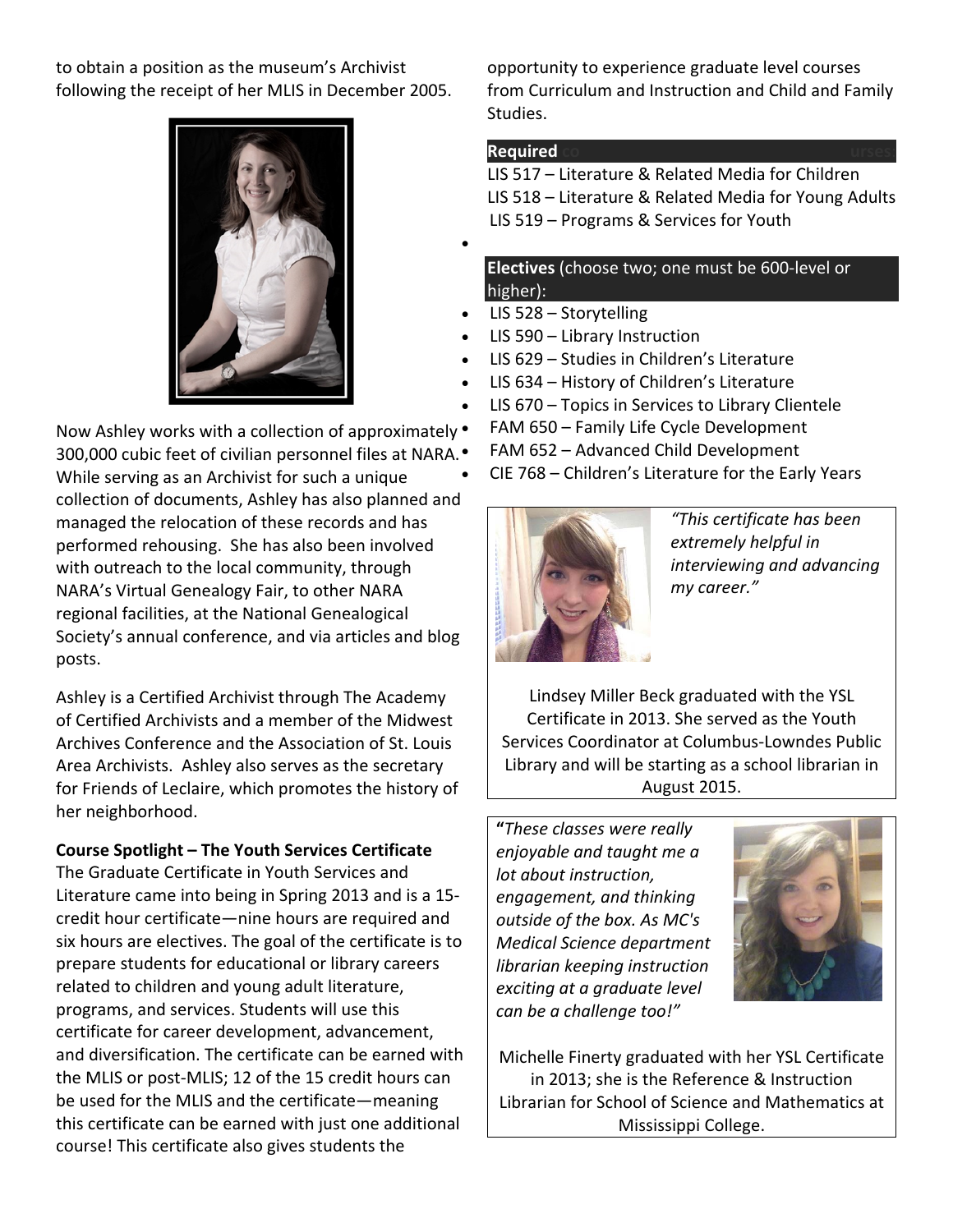to obtain a position as the museum's Archivist following the receipt of her MLIS in December 2005.

Now Ashley works with a collection of approximately 300,000 cubic feet of civilian personnel files at NARA. While serving as an Archivist for such a unique collection of documents, Ashley has also planned and managed the relocation of these records and has performed rehousing. She has also been involved with outreach to the local community, through NARA's Virtual Genealogy Fair, to other NARA regional facilities, at the National Genealogical Society's annual conference, and via articles and blog posts.

Ashley is a Certified Archivist through The Academy of Certified Archivists and a member of the Midwest Archives Conference and the Association of St. Louis Area Archivists. Ashley also serves as the secretary for Friends of Leclaire, which promotes the history of her neighborhood.

**Course Spotlight – The Youth Services Certificate**

The Graduate Certificate in Youth Services and Literature came into being in Spring 2013 and is a 15-credit hour certificate—nine hours are required and six hours are electives. The goal of the certificate is to prepare students for educational or library careers related to children and young adult literature, programs, and services. Students will use this certificate for career development, advancement, and diversification. The certificate can be earned with the MLIS or post-MLIS; 12 of the 15 credit hours can be used for the MLIS and the certificate—meaning this certificate can be earned with just one additional course! This certificate also gives students the opportunity to experience graduate level courses from Curriculum and Instruction and Child and Family Studies.

**Required courses:**

LIS 517 – Literature & Related Media for Children
LIS 518 – Literature & Related Media for Young Adults
LIS 519 – Programs & Services for Youth

**Electives** (choose two; one must be 600-level or higher):

- LIS 528 – Storytelling
- LIS 590 – Library Instruction
- LIS 629 – Studies in Children's Literature
- LIS 634 – History of Children's Literature
- LIS 670 – Topics in Services to Library Clientele
- FAM 650 – Family Life Cycle Development
- FAM 652 – Advanced Child Development
- CIE 768 – Children's Literature for the Early Years

*"This certificate has been extremely helpful in interviewing and advancing my career."*

Lindsey Miller Beck graduated with the YSL Certificate in 2013. She served as the Youth Services Coordinator at Columbus-Lowndes Public Library and will be starting as a school librarian in August 2015.

**"***These classes were really enjoyable and taught me a lot about instruction, engagement, and thinking outside of the box. As MC's Medical Science department librarian keeping instruction exciting at a graduate level can be a challenge too!"*

Michelle Finerty graduated with her YSL Certificate in 2013; she is the Reference & Instruction Librarian for School of Science and Mathematics at Mississippi College.